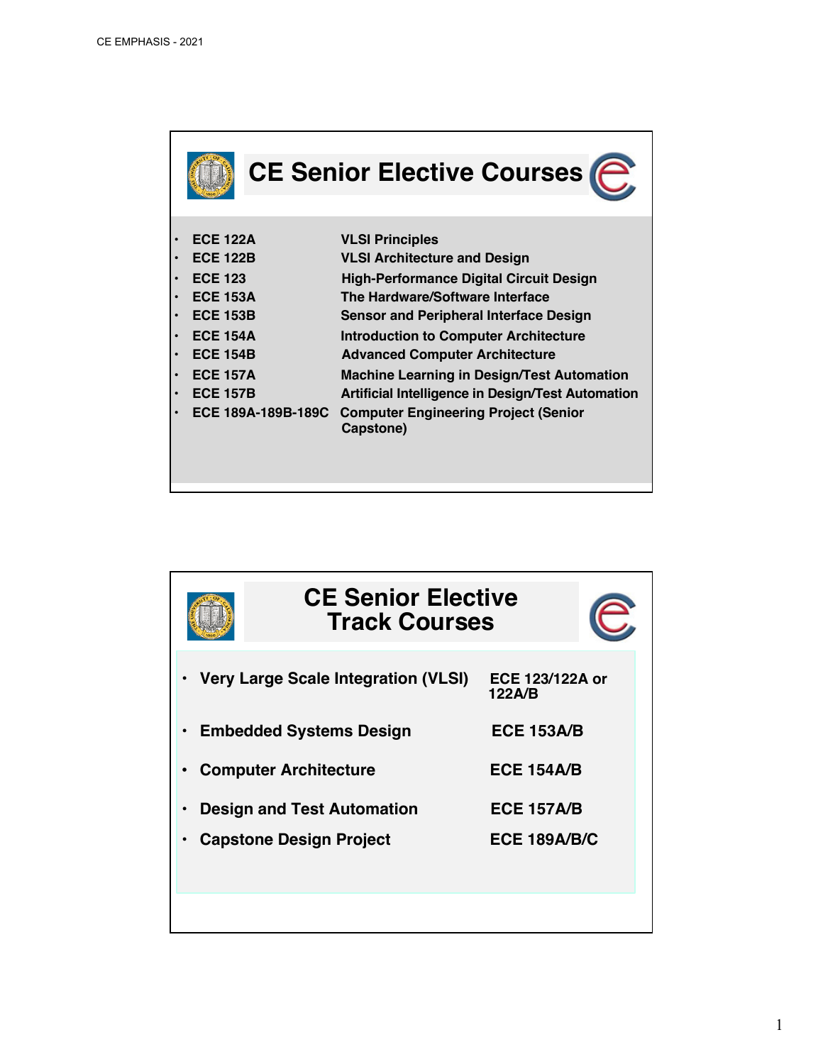## CE Senior Elective Courses

- **ECE 122A** — **VLSI Principles**
- **ECE 122B** — **VLSI Architecture and Design**
- **ECE 123** — **High-Performance Digital Circuit Design**
- **ECE 153A** — **The Hardware/Software Interface**
- **ECE 153B** — **Sensor and Peripheral Interface Design**
- **ECE 154A** — **Introduction to Computer Architecture**
- **ECE 154B** — **Advanced Computer Architecture**
- **ECE 157A** — **Machine Learning in Design/Test Automation**
- **ECE 157B** — **Artificial Intelligence in Design/Test Automation**
- **ECE 189A-189B-189C** — **Computer Engineering Project (Senior Capstone)**

## CE Senior Elective Track Courses

- **Very Large Scale Integration (VLSI)** — **ECE 123/122A or 122A/B**
- **Embedded Systems Design** — **ECE 153A/B**
- **Computer Architecture** — **ECE 154A/B**
- **Design and Test Automation** — **ECE 157A/B**
- **Capstone Design Project** — **ECE 189A/B/C**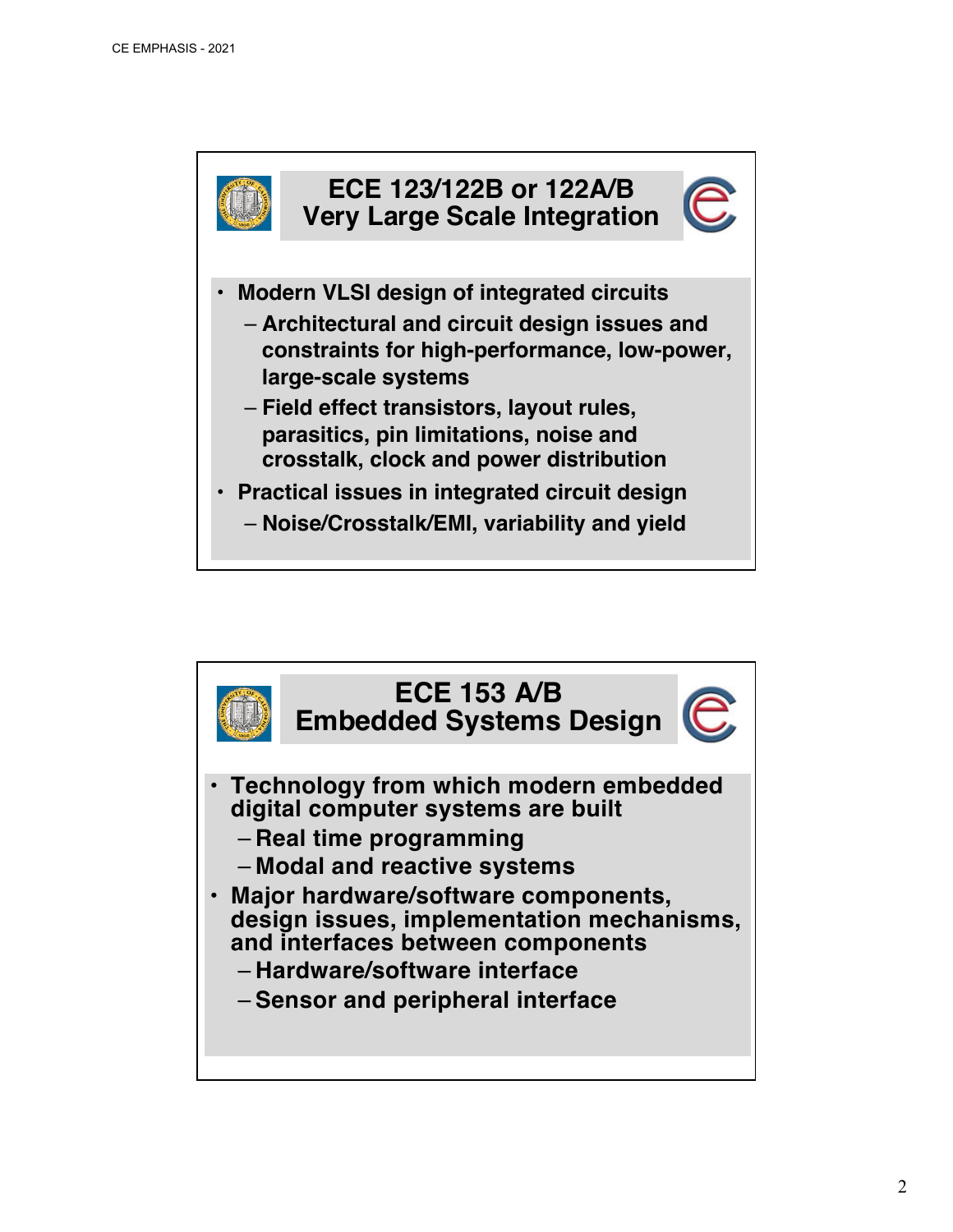## ECE 123/122B or 122A/B Very Large Scale Integration

- Modern VLSI design of integrated circuits
  - Architectural and circuit design issues and constraints for high-performance, low-power, large-scale systems
  - Field effect transistors, layout rules, parasitics, pin limitations, noise and crosstalk, clock and power distribution
- Practical issues in integrated circuit design
  - Noise/Crosstalk/EMI, variability and yield

## ECE 153 A/B Embedded Systems Design

- Technology from which modern embedded digital computer systems are built
  - Real time programming
  - Modal and reactive systems
- Major hardware/software components, design issues, implementation mechanisms, and interfaces between components
  - Hardware/software interface
  - Sensor and peripheral interface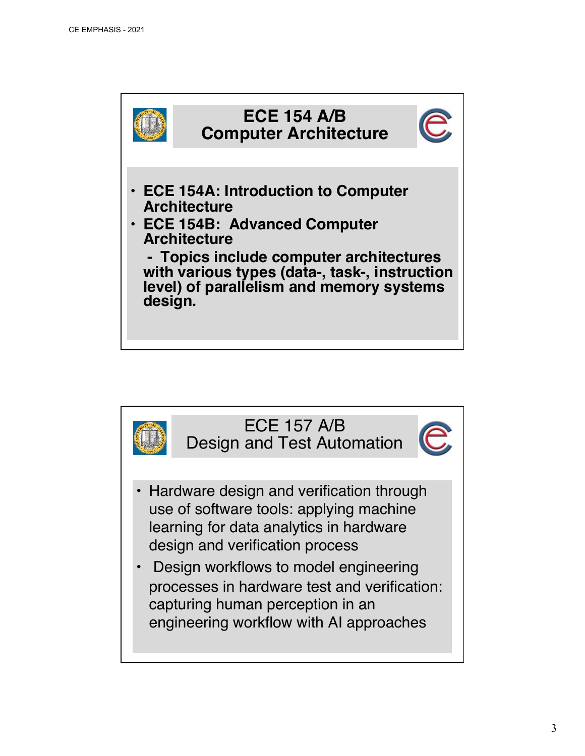## ECE 154 A/B
## Computer Architecture

- **ECE 154A: Introduction to Computer Architecture**
- **ECE 154B: Advanced Computer Architecture**

  **- Topics include computer architectures with various types (data-, task-, instruction level) of parallelism and memory systems design.**

## ECE 157 A/B
## Design and Test Automation

- Hardware design and verification through use of software tools: applying machine learning for data analytics in hardware design and verification process
- Design workflows to model engineering processes in hardware test and verification: capturing human perception in an engineering workflow with AI approaches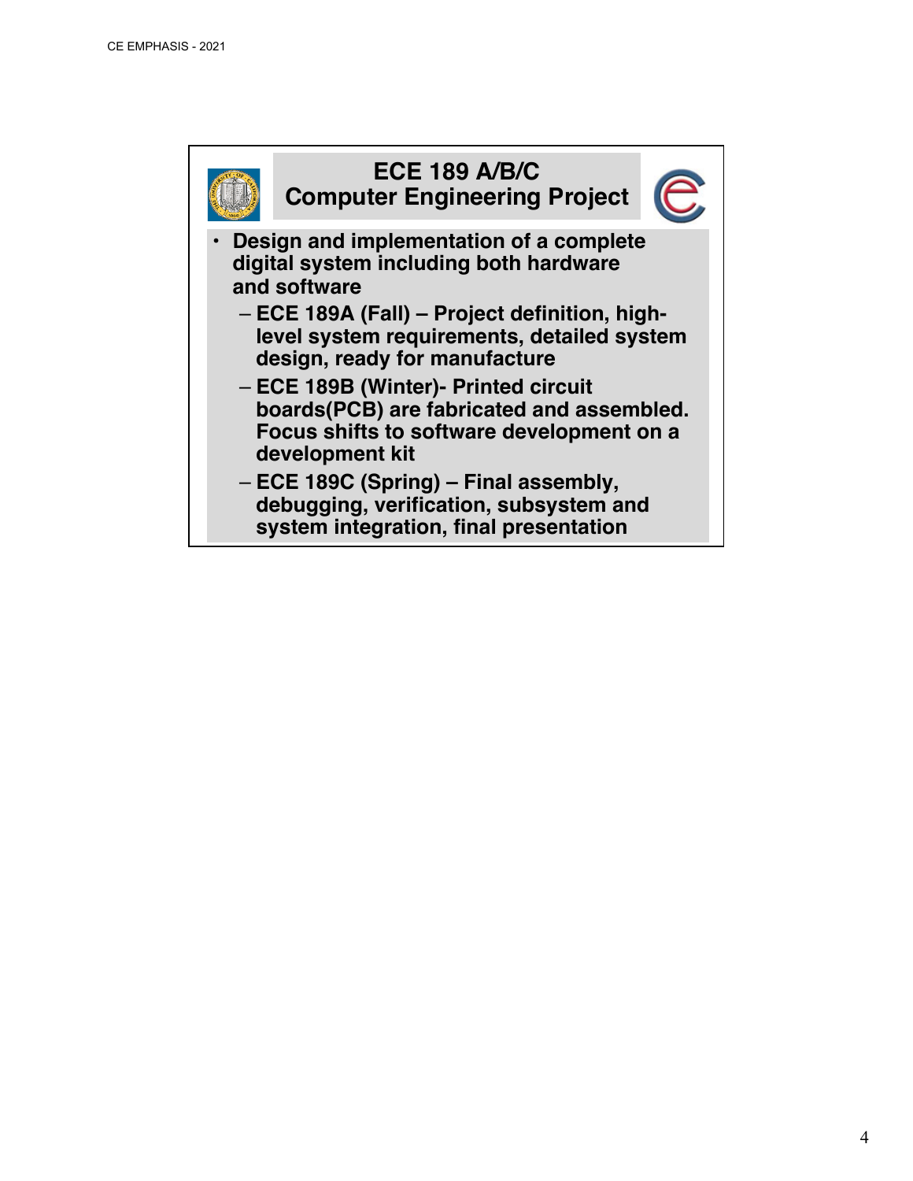# ECE 189 A/B/C Computer Engineering Project

- **Design and implementation of a complete digital system including both hardware and software**
  - **ECE 189A (Fall) – Project definition, high-level system requirements, detailed system design, ready for manufacture**
  - **ECE 189B (Winter)- Printed circuit boards(PCB) are fabricated and assembled. Focus shifts to software development on a development kit**
  - **ECE 189C (Spring) – Final assembly, debugging, verification, subsystem and system integration, final presentation**